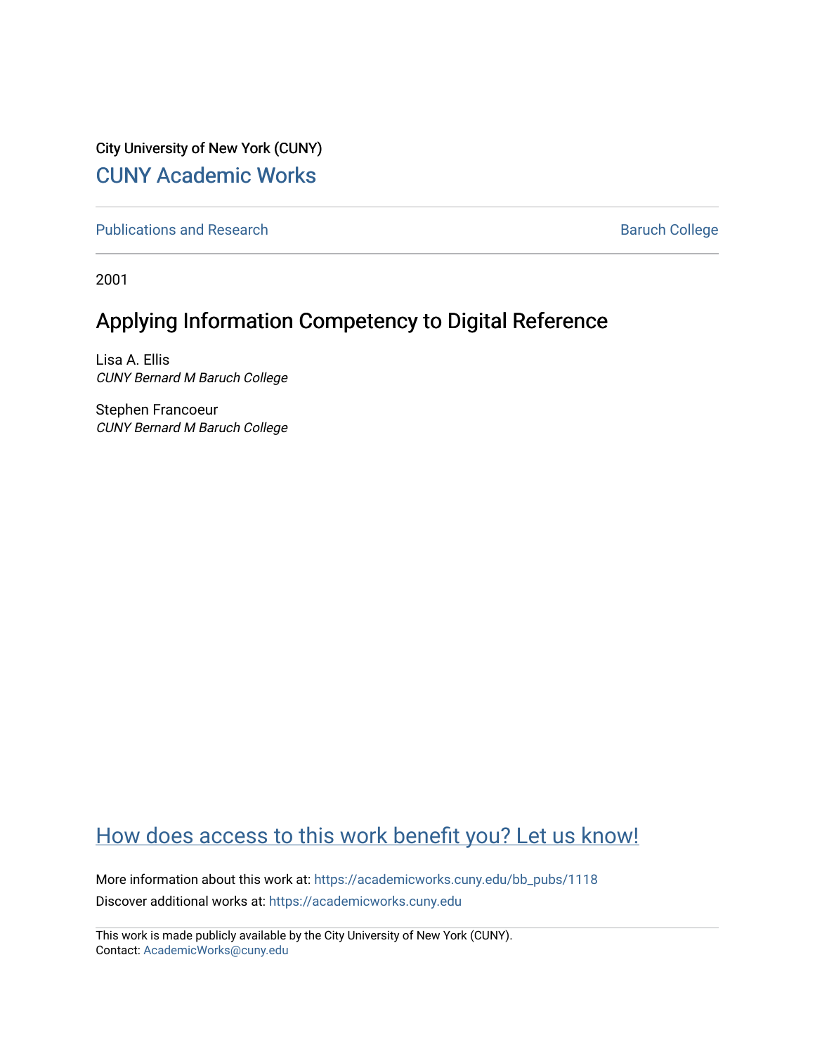City University of New York (CUNY)

CUNY Academic Works

Publications and Research

Baruch College

2001

# Applying Information Competency to Digital Reference

Lisa A. Ellis
*CUNY Bernard M Baruch College*

Stephen Francoeur
*CUNY Bernard M Baruch College*

How does access to this work benefit you? Let us know!

More information about this work at: https://academicworks.cuny.edu/bb_pubs/1118

Discover additional works at: https://academicworks.cuny.edu

This work is made publicly available by the City University of New York (CUNY).
Contact: AcademicWorks@cuny.edu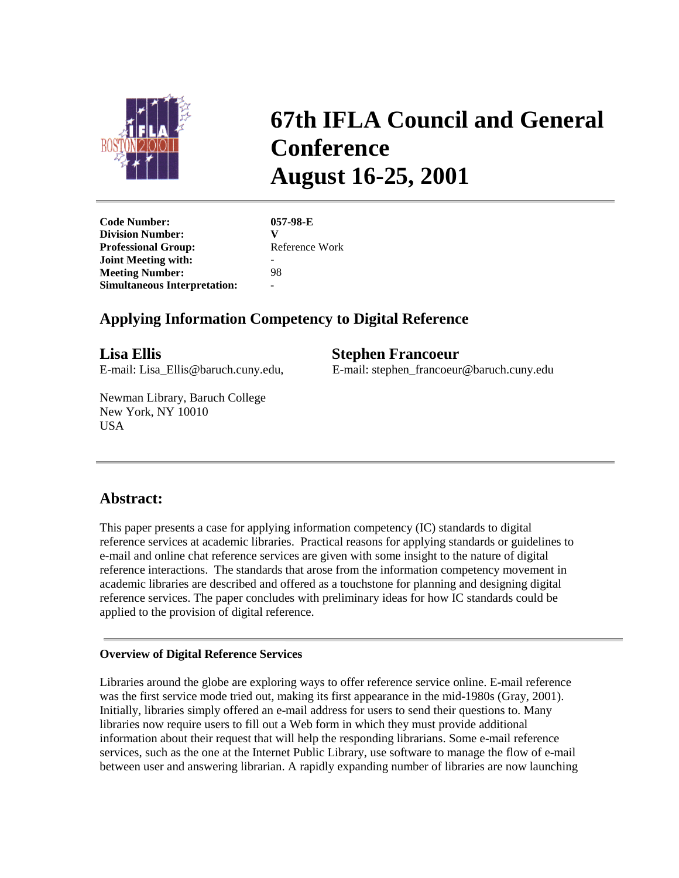# 67th IFLA Council and General Conference
# August 16-25, 2001

| | |
|---|---|
| **Code Number:** | **057-98-E** |
| **Division Number:** | **V** |
| **Professional Group:** | Reference Work |
| **Joint Meeting with:** | - |
| **Meeting Number:** | 98 |
| **Simultaneous Interpretation:** | - |

## Applying Information Competency to Digital Reference

**Lisa Ellis**
E-mail: Lisa_Ellis@baruch.cuny.edu,

**Stephen Francoeur**
E-mail: stephen_francoeur@baruch.cuny.edu

Newman Library, Baruch College
New York, NY 10010
USA

---

## Abstract:

This paper presents a case for applying information competency (IC) standards to digital reference services at academic libraries. Practical reasons for applying standards or guidelines to e-mail and online chat reference services are given with some insight to the nature of digital reference interactions. The standards that arose from the information competency movement in academic libraries are described and offered as a touchstone for planning and designing digital reference services. The paper concludes with preliminary ideas for how IC standards could be applied to the provision of digital reference.

---

**Overview of Digital Reference Services**

Libraries around the globe are exploring ways to offer reference service online. E-mail reference was the first service mode tried out, making its first appearance in the mid-1980s (Gray, 2001). Initially, libraries simply offered an e-mail address for users to send their questions to. Many libraries now require users to fill out a Web form in which they must provide additional information about their request that will help the responding librarians. Some e-mail reference services, such as the one at the Internet Public Library, use software to manage the flow of e-mail between user and answering librarian. A rapidly expanding number of libraries are now launching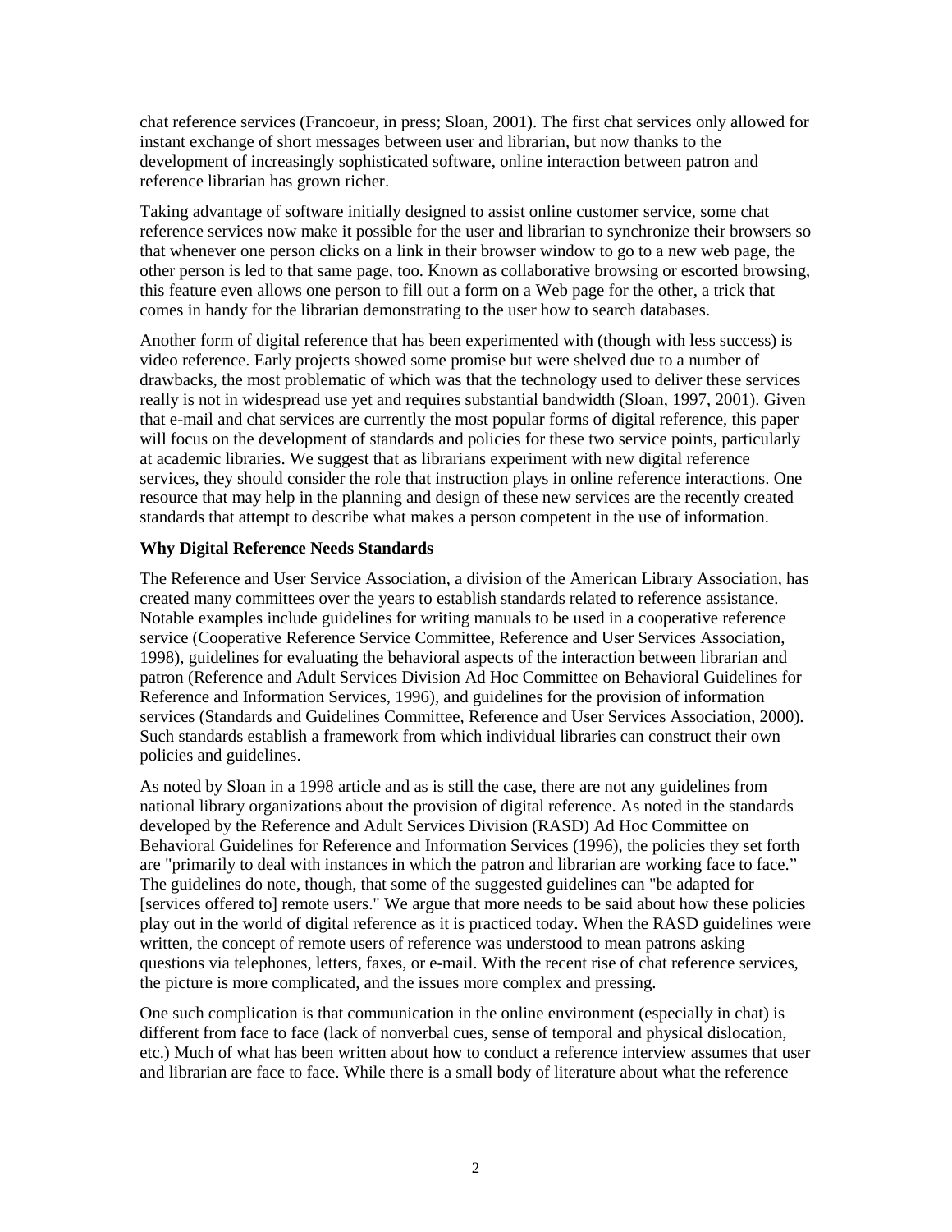chat reference services (Francoeur, in press; Sloan, 2001). The first chat services only allowed for instant exchange of short messages between user and librarian, but now thanks to the development of increasingly sophisticated software, online interaction between patron and reference librarian has grown richer.

Taking advantage of software initially designed to assist online customer service, some chat reference services now make it possible for the user and librarian to synchronize their browsers so that whenever one person clicks on a link in their browser window to go to a new web page, the other person is led to that same page, too. Known as collaborative browsing or escorted browsing, this feature even allows one person to fill out a form on a Web page for the other, a trick that comes in handy for the librarian demonstrating to the user how to search databases.

Another form of digital reference that has been experimented with (though with less success) is video reference. Early projects showed some promise but were shelved due to a number of drawbacks, the most problematic of which was that the technology used to deliver these services really is not in widespread use yet and requires substantial bandwidth (Sloan, 1997, 2001). Given that e-mail and chat services are currently the most popular forms of digital reference, this paper will focus on the development of standards and policies for these two service points, particularly at academic libraries. We suggest that as librarians experiment with new digital reference services, they should consider the role that instruction plays in online reference interactions. One resource that may help in the planning and design of these new services are the recently created standards that attempt to describe what makes a person competent in the use of information.

**Why Digital Reference Needs Standards**

The Reference and User Service Association, a division of the American Library Association, has created many committees over the years to establish standards related to reference assistance. Notable examples include guidelines for writing manuals to be used in a cooperative reference service (Cooperative Reference Service Committee, Reference and User Services Association, 1998), guidelines for evaluating the behavioral aspects of the interaction between librarian and patron (Reference and Adult Services Division Ad Hoc Committee on Behavioral Guidelines for Reference and Information Services, 1996), and guidelines for the provision of information services (Standards and Guidelines Committee, Reference and User Services Association, 2000). Such standards establish a framework from which individual libraries can construct their own policies and guidelines.

As noted by Sloan in a 1998 article and as is still the case, there are not any guidelines from national library organizations about the provision of digital reference. As noted in the standards developed by the Reference and Adult Services Division (RASD) Ad Hoc Committee on Behavioral Guidelines for Reference and Information Services (1996), the policies they set forth are "primarily to deal with instances in which the patron and librarian are working face to face." The guidelines do note, though, that some of the suggested guidelines can "be adapted for [services offered to] remote users." We argue that more needs to be said about how these policies play out in the world of digital reference as it is practiced today. When the RASD guidelines were written, the concept of remote users of reference was understood to mean patrons asking questions via telephones, letters, faxes, or e-mail. With the recent rise of chat reference services, the picture is more complicated, and the issues more complex and pressing.

One such complication is that communication in the online environment (especially in chat) is different from face to face (lack of nonverbal cues, sense of temporal and physical dislocation, etc.) Much of what has been written about how to conduct a reference interview assumes that user and librarian are face to face. While there is a small body of literature about what the reference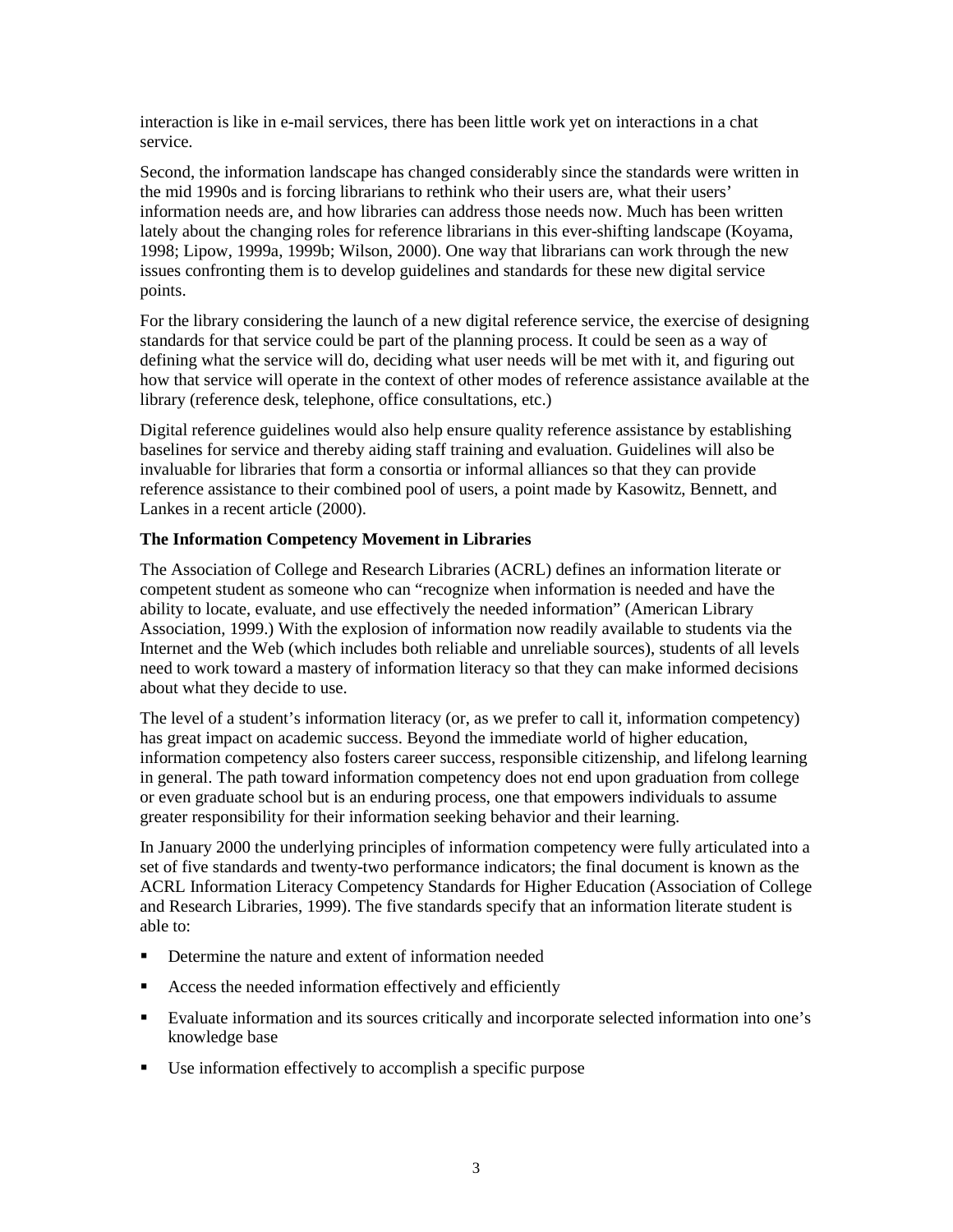interaction is like in e-mail services, there has been little work yet on interactions in a chat service.

Second, the information landscape has changed considerably since the standards were written in the mid 1990s and is forcing librarians to rethink who their users are, what their users' information needs are, and how libraries can address those needs now. Much has been written lately about the changing roles for reference librarians in this ever-shifting landscape (Koyama, 1998; Lipow, 1999a, 1999b; Wilson, 2000). One way that librarians can work through the new issues confronting them is to develop guidelines and standards for these new digital service points.

For the library considering the launch of a new digital reference service, the exercise of designing standards for that service could be part of the planning process. It could be seen as a way of defining what the service will do, deciding what user needs will be met with it, and figuring out how that service will operate in the context of other modes of reference assistance available at the library (reference desk, telephone, office consultations, etc.)

Digital reference guidelines would also help ensure quality reference assistance by establishing baselines for service and thereby aiding staff training and evaluation. Guidelines will also be invaluable for libraries that form a consortia or informal alliances so that they can provide reference assistance to their combined pool of users, a point made by Kasowitz, Bennett, and Lankes in a recent article (2000).

**The Information Competency Movement in Libraries**

The Association of College and Research Libraries (ACRL) defines an information literate or competent student as someone who can "recognize when information is needed and have the ability to locate, evaluate, and use effectively the needed information" (American Library Association, 1999.) With the explosion of information now readily available to students via the Internet and the Web (which includes both reliable and unreliable sources), students of all levels need to work toward a mastery of information literacy so that they can make informed decisions about what they decide to use.

The level of a student's information literacy (or, as we prefer to call it, information competency) has great impact on academic success. Beyond the immediate world of higher education, information competency also fosters career success, responsible citizenship, and lifelong learning in general. The path toward information competency does not end upon graduation from college or even graduate school but is an enduring process, one that empowers individuals to assume greater responsibility for their information seeking behavior and their learning.

In January 2000 the underlying principles of information competency were fully articulated into a set of five standards and twenty-two performance indicators; the final document is known as the ACRL Information Literacy Competency Standards for Higher Education (Association of College and Research Libraries, 1999). The five standards specify that an information literate student is able to:

- Determine the nature and extent of information needed
- Access the needed information effectively and efficiently
- Evaluate information and its sources critically and incorporate selected information into one's knowledge base
- Use information effectively to accomplish a specific purpose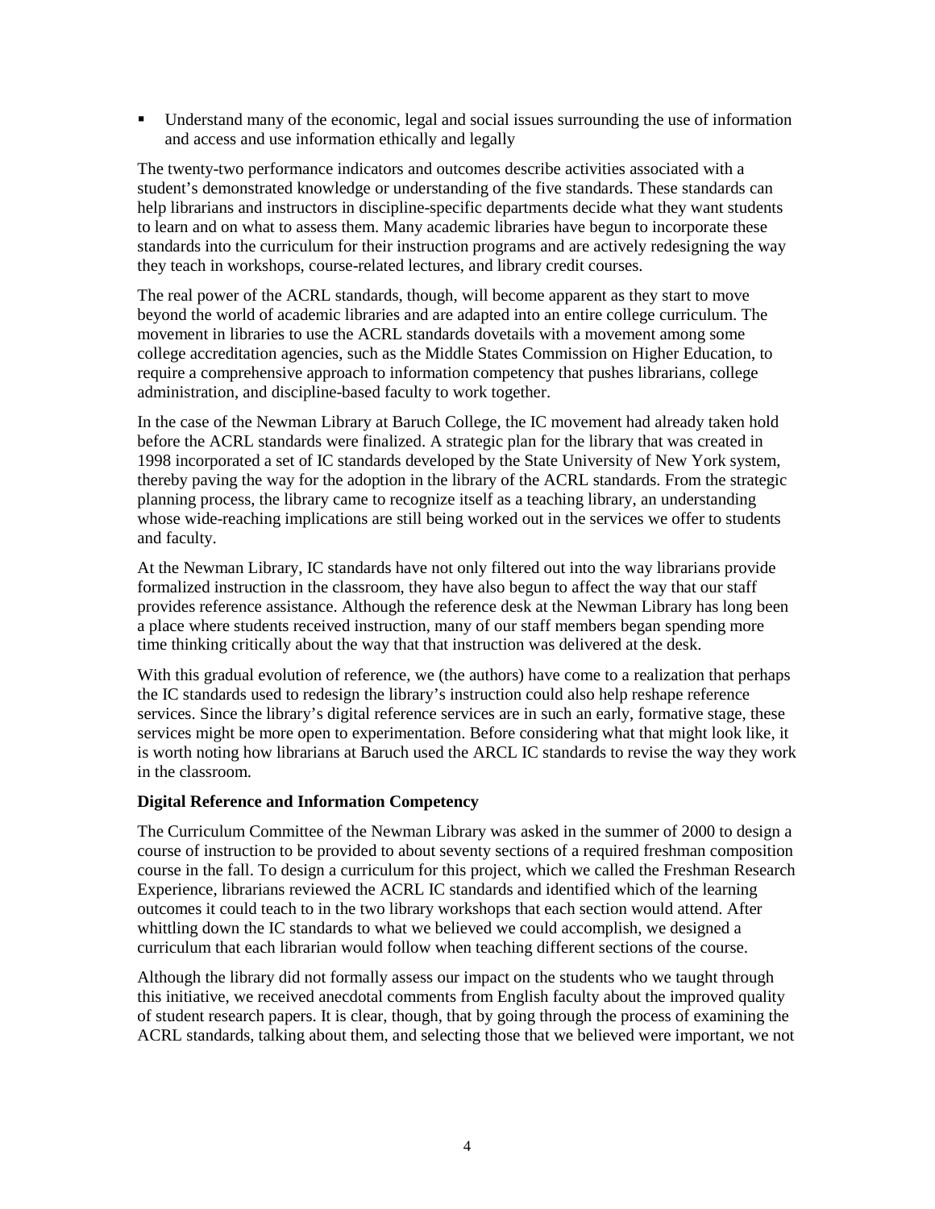- Understand many of the economic, legal and social issues surrounding the use of information and access and use information ethically and legally

The twenty-two performance indicators and outcomes describe activities associated with a student's demonstrated knowledge or understanding of the five standards. These standards can help librarians and instructors in discipline-specific departments decide what they want students to learn and on what to assess them. Many academic libraries have begun to incorporate these standards into the curriculum for their instruction programs and are actively redesigning the way they teach in workshops, course-related lectures, and library credit courses.

The real power of the ACRL standards, though, will become apparent as they start to move beyond the world of academic libraries and are adapted into an entire college curriculum. The movement in libraries to use the ACRL standards dovetails with a movement among some college accreditation agencies, such as the Middle States Commission on Higher Education, to require a comprehensive approach to information competency that pushes librarians, college administration, and discipline-based faculty to work together.

In the case of the Newman Library at Baruch College, the IC movement had already taken hold before the ACRL standards were finalized. A strategic plan for the library that was created in 1998 incorporated a set of IC standards developed by the State University of New York system, thereby paving the way for the adoption in the library of the ACRL standards. From the strategic planning process, the library came to recognize itself as a teaching library, an understanding whose wide-reaching implications are still being worked out in the services we offer to students and faculty.

At the Newman Library, IC standards have not only filtered out into the way librarians provide formalized instruction in the classroom, they have also begun to affect the way that our staff provides reference assistance. Although the reference desk at the Newman Library has long been a place where students received instruction, many of our staff members began spending more time thinking critically about the way that that instruction was delivered at the desk.

With this gradual evolution of reference, we (the authors) have come to a realization that perhaps the IC standards used to redesign the library's instruction could also help reshape reference services. Since the library's digital reference services are in such an early, formative stage, these services might be more open to experimentation. Before considering what that might look like, it is worth noting how librarians at Baruch used the ARCL IC standards to revise the way they work in the classroom.

**Digital Reference and Information Competency**

The Curriculum Committee of the Newman Library was asked in the summer of 2000 to design a course of instruction to be provided to about seventy sections of a required freshman composition course in the fall. To design a curriculum for this project, which we called the Freshman Research Experience, librarians reviewed the ACRL IC standards and identified which of the learning outcomes it could teach to in the two library workshops that each section would attend. After whittling down the IC standards to what we believed we could accomplish, we designed a curriculum that each librarian would follow when teaching different sections of the course.

Although the library did not formally assess our impact on the students who we taught through this initiative, we received anecdotal comments from English faculty about the improved quality of student research papers. It is clear, though, that by going through the process of examining the ACRL standards, talking about them, and selecting those that we believed were important, we not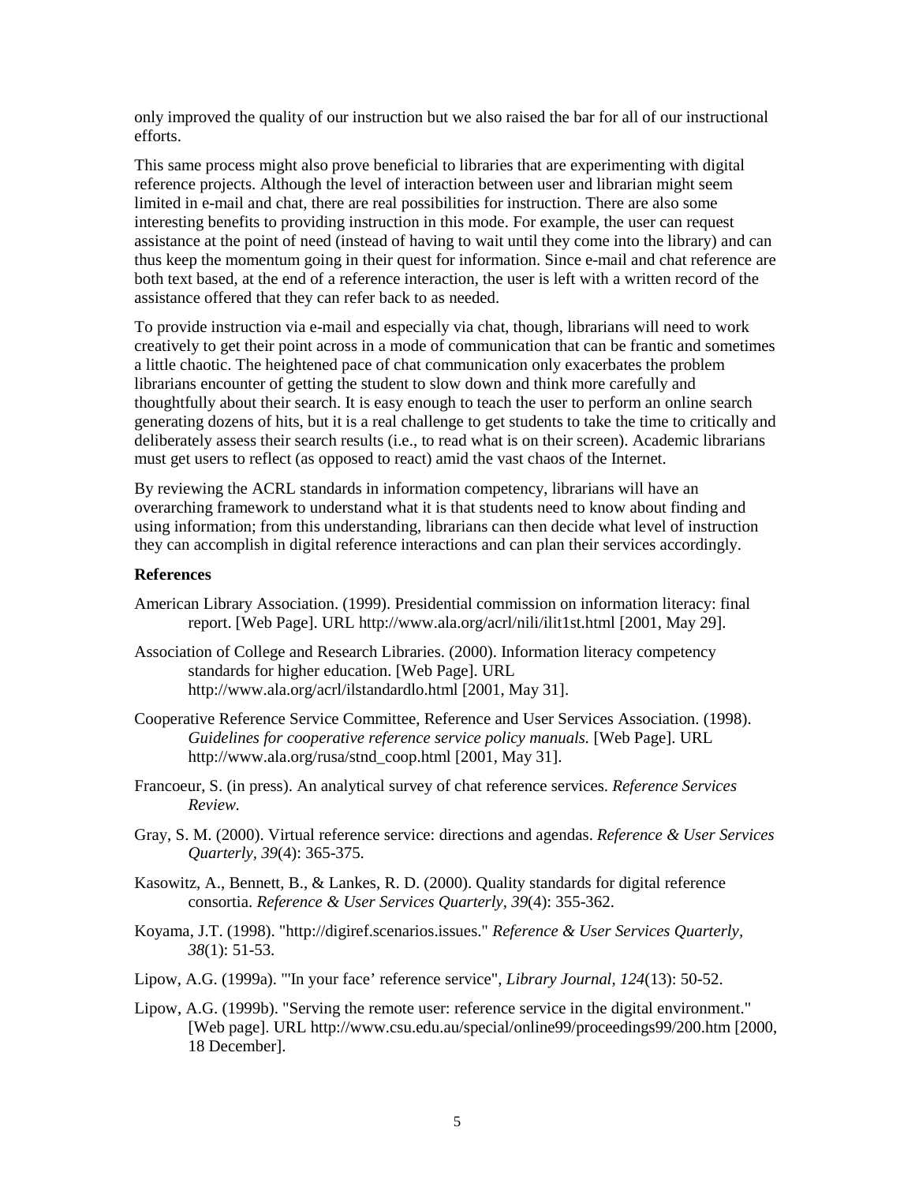only improved the quality of our instruction but we also raised the bar for all of our instructional efforts.

This same process might also prove beneficial to libraries that are experimenting with digital reference projects. Although the level of interaction between user and librarian might seem limited in e-mail and chat, there are real possibilities for instruction. There are also some interesting benefits to providing instruction in this mode. For example, the user can request assistance at the point of need (instead of having to wait until they come into the library) and can thus keep the momentum going in their quest for information. Since e-mail and chat reference are both text based, at the end of a reference interaction, the user is left with a written record of the assistance offered that they can refer back to as needed.

To provide instruction via e-mail and especially via chat, though, librarians will need to work creatively to get their point across in a mode of communication that can be frantic and sometimes a little chaotic. The heightened pace of chat communication only exacerbates the problem librarians encounter of getting the student to slow down and think more carefully and thoughtfully about their search. It is easy enough to teach the user to perform an online search generating dozens of hits, but it is a real challenge to get students to take the time to critically and deliberately assess their search results (i.e., to read what is on their screen). Academic librarians must get users to reflect (as opposed to react) amid the vast chaos of the Internet.

By reviewing the ACRL standards in information competency, librarians will have an overarching framework to understand what it is that students need to know about finding and using information; from this understanding, librarians can then decide what level of instruction they can accomplish in digital reference interactions and can plan their services accordingly.

**References**

American Library Association. (1999). Presidential commission on information literacy: final report. [Web Page]. URL http://www.ala.org/acrl/nili/ilit1st.html [2001, May 29].

Association of College and Research Libraries. (2000). Information literacy competency standards for higher education. [Web Page]. URL http://www.ala.org/acrl/ilstandardlo.html [2001, May 31].

Cooperative Reference Service Committee, Reference and User Services Association. (1998). *Guidelines for cooperative reference service policy manuals.* [Web Page]. URL http://www.ala.org/rusa/stnd_coop.html [2001, May 31].

Francoeur, S. (in press). An analytical survey of chat reference services. *Reference Services Review.*

Gray, S. M. (2000). Virtual reference service: directions and agendas. *Reference & User Services Quarterly, 39*(4): 365-375.

Kasowitz, A., Bennett, B., & Lankes, R. D. (2000). Quality standards for digital reference consortia. *Reference & User Services Quarterly, 39*(4): 355-362.

Koyama, J.T. (1998). "http://digiref.scenarios.issues." *Reference & User Services Quarterly, 38*(1): 51-53.

Lipow, A.G. (1999a). "'In your face' reference service", *Library Journal, 124*(13): 50-52.

Lipow, A.G. (1999b). "Serving the remote user: reference service in the digital environment." [Web page]. URL http://www.csu.edu.au/special/online99/proceedings99/200.htm [2000, 18 December].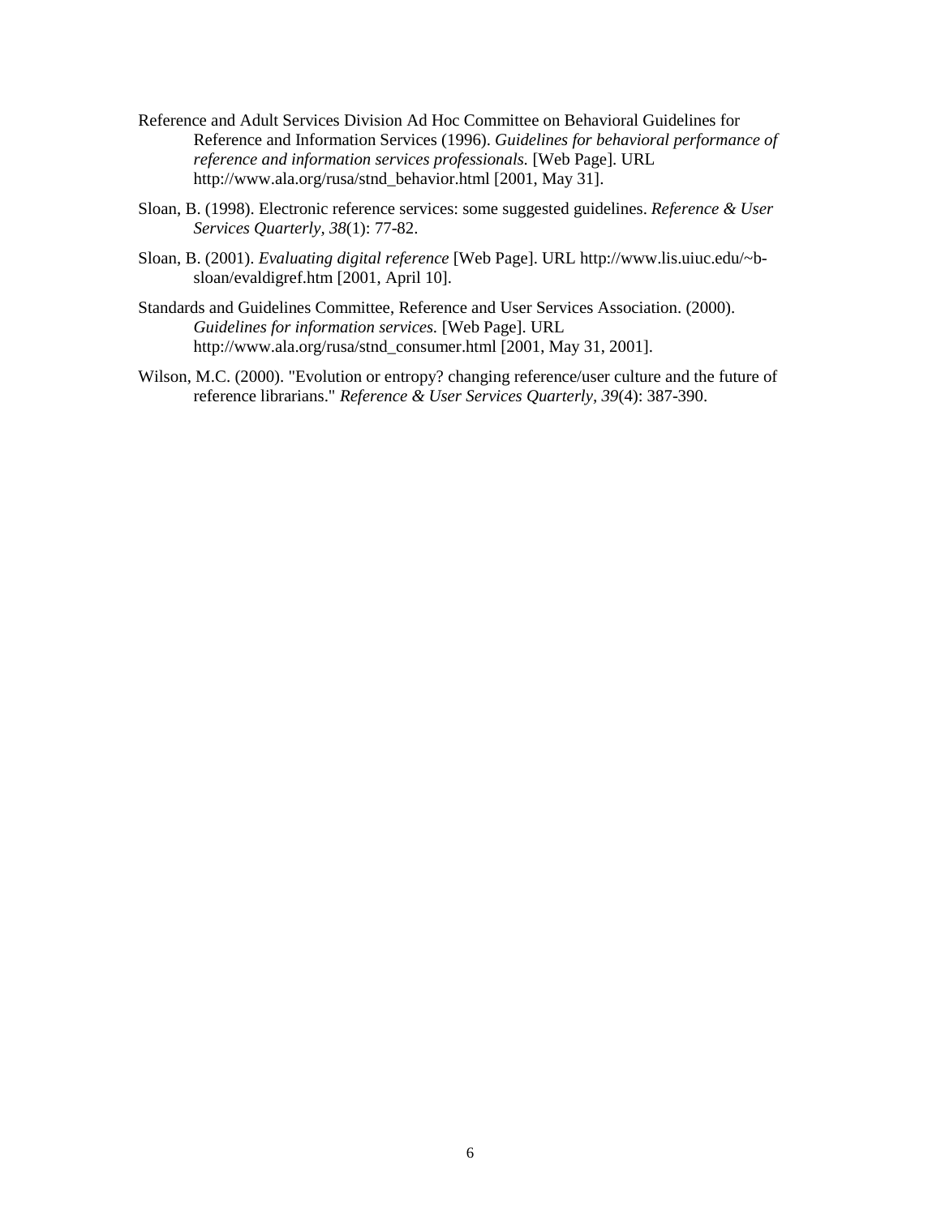Reference and Adult Services Division Ad Hoc Committee on Behavioral Guidelines for Reference and Information Services (1996). *Guidelines for behavioral performance of reference and information services professionals.* [Web Page]. URL http://www.ala.org/rusa/stnd_behavior.html [2001, May 31].

Sloan, B. (1998). Electronic reference services: some suggested guidelines. *Reference & User Services Quarterly, 38*(1): 77-82.

Sloan, B. (2001). *Evaluating digital reference* [Web Page]. URL http://www.lis.uiuc.edu/~b-sloan/evaldigref.htm [2001, April 10].

Standards and Guidelines Committee, Reference and User Services Association. (2000). *Guidelines for information services.* [Web Page]. URL http://www.ala.org/rusa/stnd_consumer.html [2001, May 31, 2001].

Wilson, M.C. (2000). "Evolution or entropy? changing reference/user culture and the future of reference librarians." *Reference & User Services Quarterly, 39*(4): 387-390.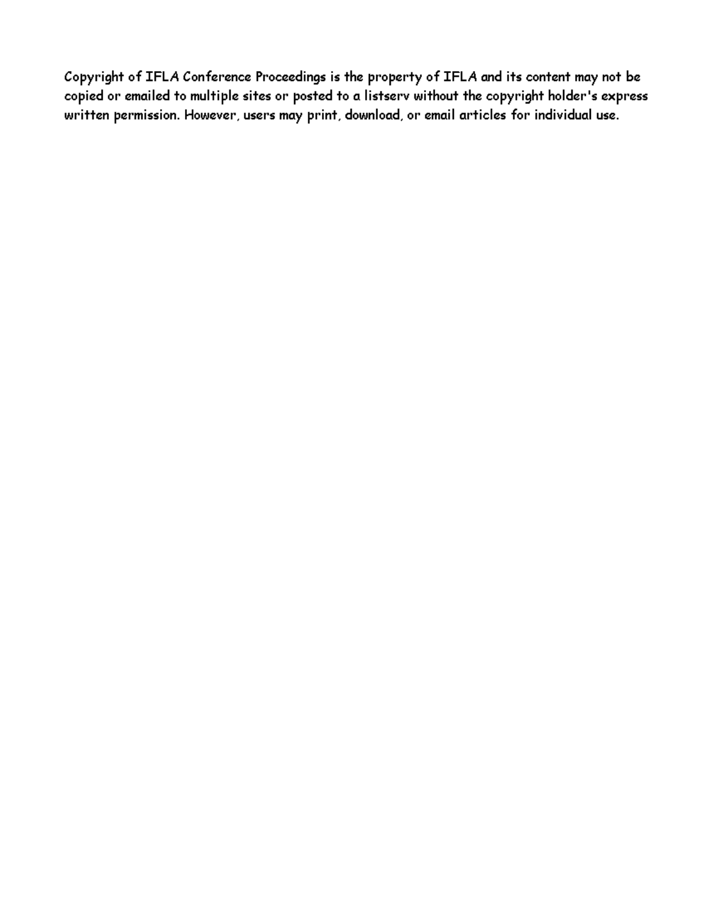Copyright of IFLA Conference Proceedings is the property of IFLA and its content may not be copied or emailed to multiple sites or posted to a listserv without the copyright holder's express written permission. However, users may print, download, or email articles for individual use.